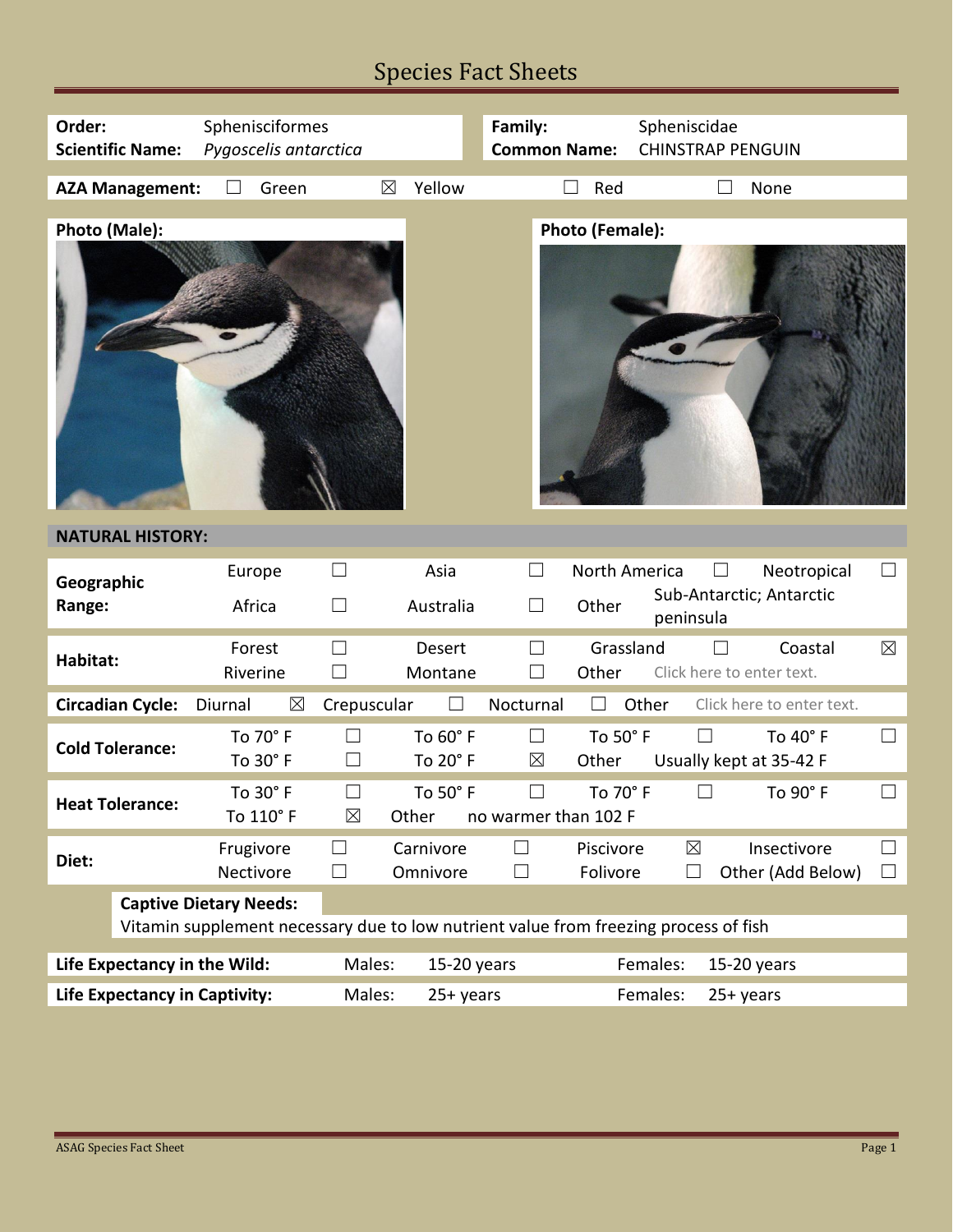# Species Fact Sheets

| | | | |
|---|---|---|---|
| **Order:** | Sphenisciformes | **Family:** | Spheniscidae |
| **Scientific Name:** | *Pygoscelis antarctica* | **Common Name:** | CHINSTRAP PENGUIN |

**AZA Management:** ☐ Green ☒ Yellow ☐ Red ☐ None

**Photo (Male):**

**Photo (Female):**

## NATURAL HISTORY:

| | | | | | | | | |
|---|---|---|---|---|---|---|---|---|
| **Geographic Range:** | Europe | ☐ | Asia | ☐ | North America | ☐ | Neotropical | ☐ |
| | Africa | ☐ | Australia | ☐ | Other | Sub-Antarctic; Antarctic peninsula | | |
| **Habitat:** | Forest | ☐ | Desert | ☐ | Grassland | ☐ | Coastal | ☒ |
| | Riverine | ☐ | Montane | ☐ | Other | Click here to enter text. | | |
| **Circadian Cycle:** | Diurnal | ☒ | Crepuscular | ☐ | Nocturnal | ☐ | Other | Click here to enter text. |
| **Cold Tolerance:** | To 70° F | ☐ | To 60° F | ☐ | To 50° F | ☐ | To 40° F | ☐ |
| | To 30° F | ☐ | To 20° F | ☒ | Other | Usually kept at 35-42 F | | |
| **Heat Tolerance:** | To 30° F | ☐ | To 50° F | ☐ | To 70° F | ☐ | To 90° F | ☐ |
| | To 110° F | ☒ | Other | no warmer than 102 F | | | | |
| **Diet:** | Frugivore | ☐ | Carnivore | ☐ | Piscivore | ☒ | Insectivore | ☐ |
| | Nectivore | ☐ | Omnivore | ☐ | Folivore | ☐ | Other (Add Below) | ☐ |

**Captive Dietary Needs:**
Vitamin supplement necessary due to low nutrient value from freezing process of fish

| | | | | |
|---|---|---|---|---|
| **Life Expectancy in the Wild:** | Males: | 15-20 years | Females: | 15-20 years |
| **Life Expectancy in Captivity:** | Males: | 25+ years | Females: | 25+ years |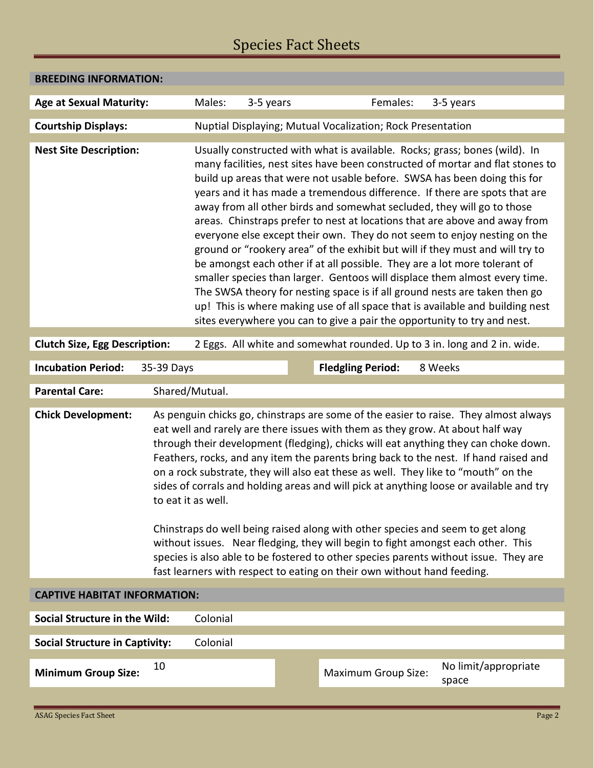## BREEDING INFORMATION:

**Age at Sexual Maturity:** Males: 3-5 years Females: 3-5 years

**Courtship Displays:** Nuptial Displaying; Mutual Vocalization; Rock Presentation

**Nest Site Description:** Usually constructed with what is available. Rocks; grass; bones (wild). In many facilities, nest sites have been constructed of mortar and flat stones to build up areas that were not usable before. SWSA has been doing this for years and it has made a tremendous difference. If there are spots that are away from all other birds and somewhat secluded, they will go to those areas. Chinstraps prefer to nest at locations that are above and away from everyone else except their own. They do not seem to enjoy nesting on the ground or "rookery area" of the exhibit but will if they must and will try to be amongst each other if at all possible. They are a lot more tolerant of smaller species than larger. Gentoos will displace them almost every time. The SWSA theory for nesting space is if all ground nests are taken then go up! This is where making use of all space that is available and building nest sites everywhere you can to give a pair the opportunity to try and nest.

**Clutch Size, Egg Description:** 2 Eggs. All white and somewhat rounded. Up to 3 in. long and 2 in. wide.

**Incubation Period:** 35-39 Days **Fledgling Period:** 8 Weeks

**Parental Care:** Shared/Mutual.

**Chick Development:** As penguin chicks go, chinstraps are some of the easier to raise. They almost always eat well and rarely are there issues with them as they grow. At about half way through their development (fledging), chicks will eat anything they can choke down. Feathers, rocks, and any item the parents bring back to the nest. If hand raised and on a rock substrate, they will also eat these as well. They like to "mouth" on the sides of corrals and holding areas and will pick at anything loose or available and try to eat it as well.

Chinstraps do well being raised along with other species and seem to get along without issues. Near fledging, they will begin to fight amongst each other. This species is also able to be fostered to other species parents without issue. They are fast learners with respect to eating on their own without hand feeding.

## CAPTIVE HABITAT INFORMATION:

**Social Structure in the Wild:** Colonial

**Social Structure in Captivity:** Colonial

**Minimum Group Size:** 10 Maximum Group Size: No limit/appropriate space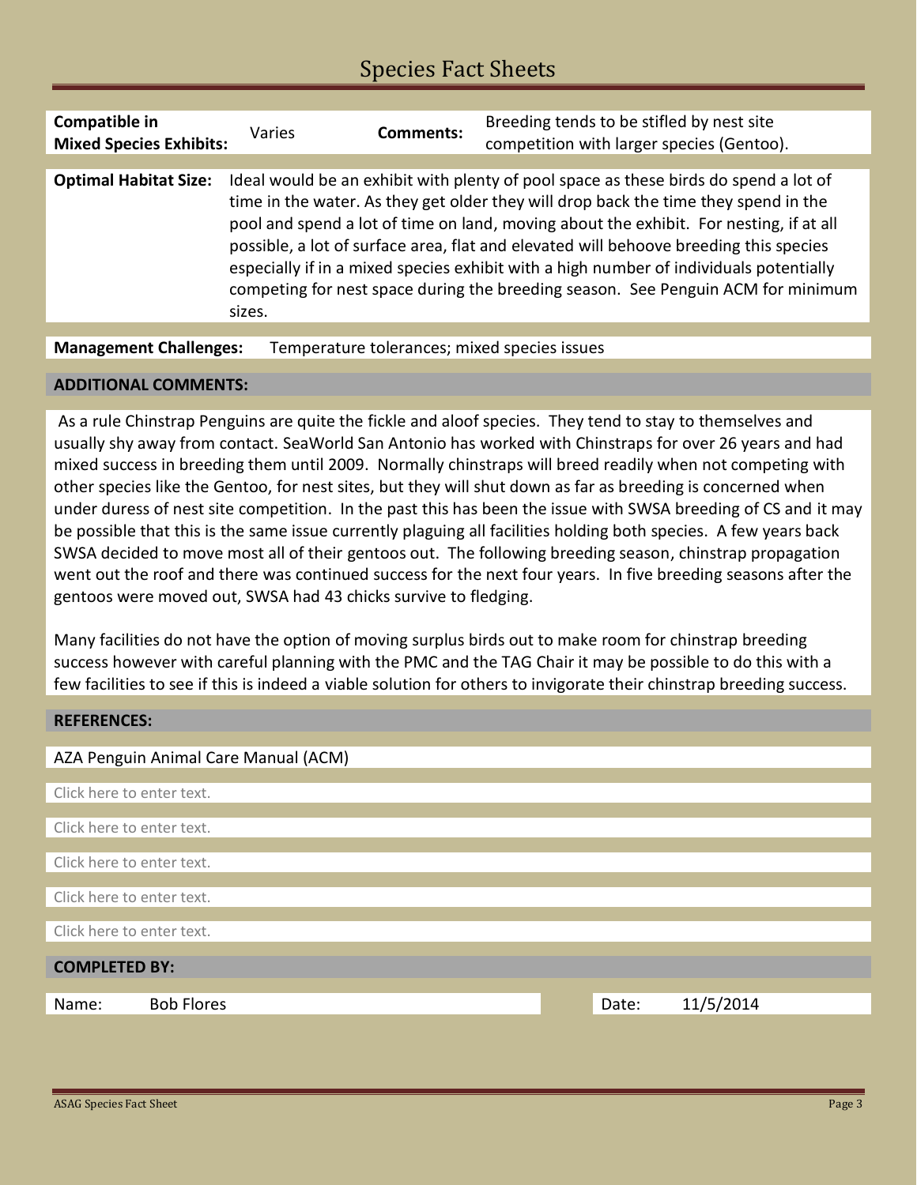# Species Fact Sheets

| | | | |
|---|---|---|---|
| **Compatible in Mixed Species Exhibits:** | Varies | **Comments:** | Breeding tends to be stifled by nest site competition with larger species (Gentoo). |

**Optimal Habitat Size:** Ideal would be an exhibit with plenty of pool space as these birds do spend a lot of time in the water. As they get older they will drop back the time they spend in the pool and spend a lot of time on land, moving about the exhibit. For nesting, if at all possible, a lot of surface area, flat and elevated will behoove breeding this species especially if in a mixed species exhibit with a high number of individuals potentially competing for nest space during the breeding season. See Penguin ACM for minimum sizes.

**Management Challenges:** Temperature tolerances; mixed species issues

## ADDITIONAL COMMENTS:

As a rule Chinstrap Penguins are quite the fickle and aloof species. They tend to stay to themselves and usually shy away from contact. SeaWorld San Antonio has worked with Chinstraps for over 26 years and had mixed success in breeding them until 2009. Normally chinstraps will breed readily when not competing with other species like the Gentoo, for nest sites, but they will shut down as far as breeding is concerned when under duress of nest site competition. In the past this has been the issue with SWSA breeding of CS and it may be possible that this is the same issue currently plaguing all facilities holding both species. A few years back SWSA decided to move most all of their gentoos out. The following breeding season, chinstrap propagation went out the roof and there was continued success for the next four years. In five breeding seasons after the gentoos were moved out, SWSA had 43 chicks survive to fledging.

Many facilities do not have the option of moving surplus birds out to make room for chinstrap breeding success however with careful planning with the PMC and the TAG Chair it may be possible to do this with a few facilities to see if this is indeed a viable solution for others to invigorate their chinstrap breeding success.

## REFERENCES:

AZA Penguin Animal Care Manual (ACM)

Click here to enter text.

Click here to enter text.

Click here to enter text.

Click here to enter text.

Click here to enter text.

## COMPLETED BY:

| | | | |
|---|---|---|---|
| Name: | Bob Flores | Date: | 11/5/2014 |